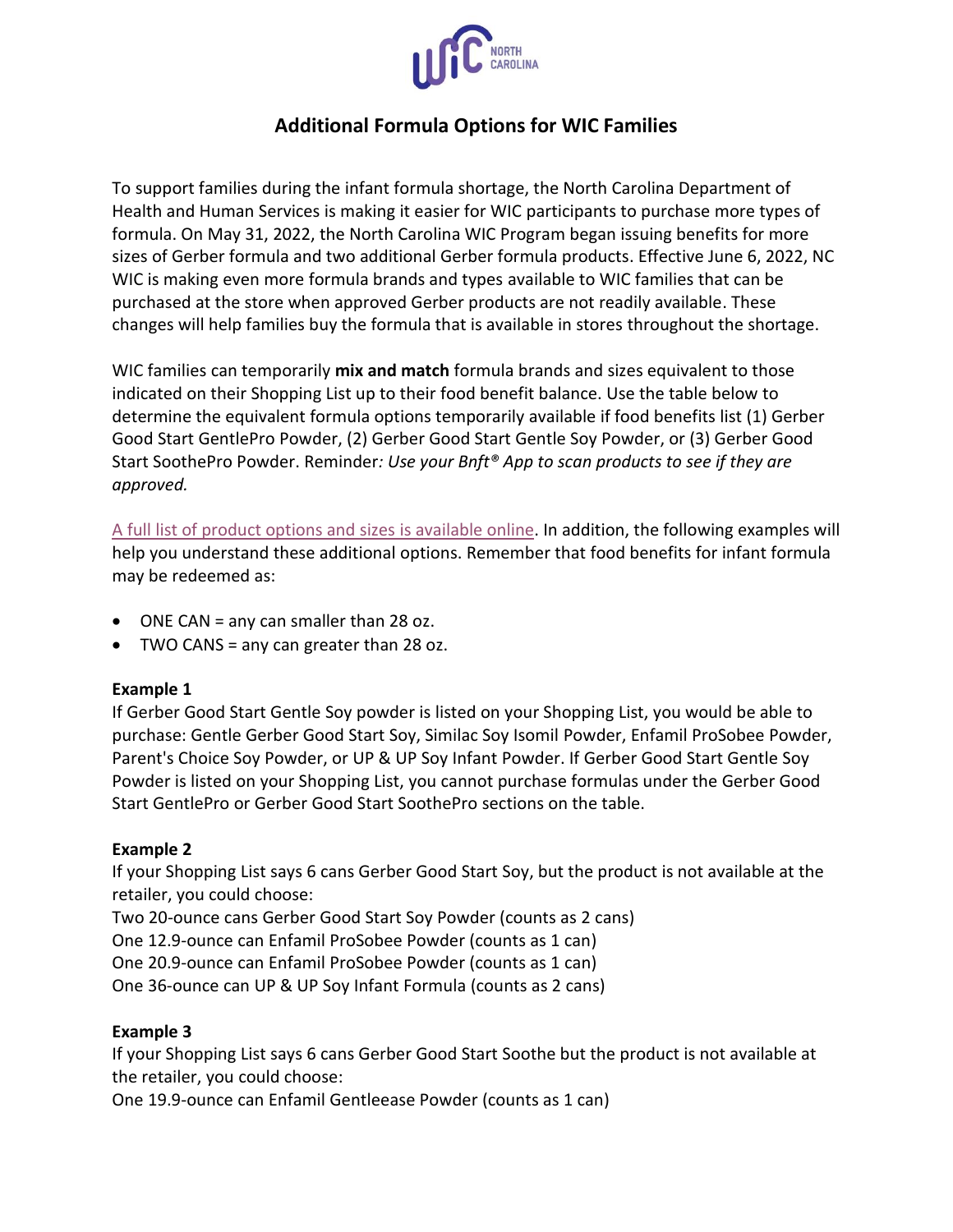# Additional Formula Options for WIC Families

To support families during the infant formula shortage, the North Carolina Department of Health and Human Services is making it easier for WIC participants to purchase more types of formula. On May 31, 2022, the North Carolina WIC Program began issuing benefits for more sizes of Gerber formula and two additional Gerber formula products. Effective June 6, 2022, NC WIC is making even more formula brands and types available to WIC families that can be purchased at the store when approved Gerber products are not readily available. These changes will help families buy the formula that is available in stores throughout the shortage.

WIC families can temporarily **mix and match** formula brands and sizes equivalent to those indicated on their Shopping List up to their food benefit balance. Use the table below to determine the equivalent formula options temporarily available if food benefits list (1) Gerber Good Start GentlePro Powder, (2) Gerber Good Start Gentle Soy Powder, or (3) Gerber Good Start SoothePro Powder. Reminder*: Use your Bnft® App to scan products to see if they are approved.*

A full list of product options and sizes is available online. In addition, the following examples will help you understand these additional options. Remember that food benefits for infant formula may be redeemed as:

- ONE CAN = any can smaller than 28 oz.
- TWO CANS = any can greater than 28 oz.

**Example 1**
If Gerber Good Start Gentle Soy powder is listed on your Shopping List, you would be able to purchase: Gentle Gerber Good Start Soy, Similac Soy Isomil Powder, Enfamil ProSobee Powder, Parent's Choice Soy Powder, or UP & UP Soy Infant Powder. If Gerber Good Start Gentle Soy Powder is listed on your Shopping List, you cannot purchase formulas under the Gerber Good Start GentlePro or Gerber Good Start SoothePro sections on the table.

**Example 2**
If your Shopping List says 6 cans Gerber Good Start Soy, but the product is not available at the retailer, you could choose:
Two 20-ounce cans Gerber Good Start Soy Powder (counts as 2 cans)
One 12.9-ounce can Enfamil ProSobee Powder (counts as 1 can)
One 20.9-ounce can Enfamil ProSobee Powder (counts as 1 can)
One 36-ounce can UP & UP Soy Infant Formula (counts as 2 cans)

**Example 3**
If your Shopping List says 6 cans Gerber Good Start Soothe but the product is not available at the retailer, you could choose:
One 19.9-ounce can Enfamil Gentleease Powder (counts as 1 can)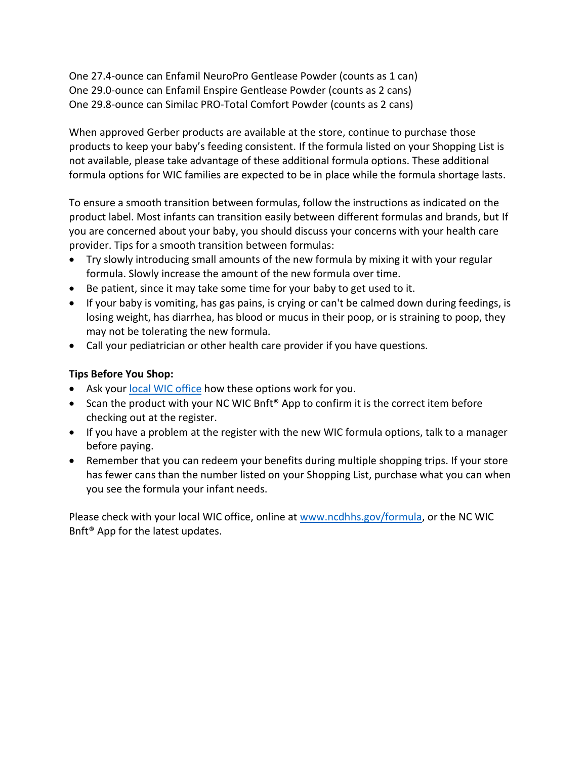One 27.4-ounce can Enfamil NeuroPro Gentlease Powder (counts as 1 can)
One 29.0-ounce can Enfamil Enspire Gentlease Powder (counts as 2 cans)
One 29.8-ounce can Similac PRO-Total Comfort Powder (counts as 2 cans)

When approved Gerber products are available at the store, continue to purchase those products to keep your baby's feeding consistent. If the formula listed on your Shopping List is not available, please take advantage of these additional formula options. These additional formula options for WIC families are expected to be in place while the formula shortage lasts.

To ensure a smooth transition between formulas, follow the instructions as indicated on the product label. Most infants can transition easily between different formulas and brands, but If you are concerned about your baby, you should discuss your concerns with your health care provider. Tips for a smooth transition between formulas:

- Try slowly introducing small amounts of the new formula by mixing it with your regular formula. Slowly increase the amount of the new formula over time.
- Be patient, since it may take some time for your baby to get used to it.
- If your baby is vomiting, has gas pains, is crying or can't be calmed down during feedings, is losing weight, has diarrhea, has blood or mucus in their poop, or is straining to poop, they may not be tolerating the new formula.
- Call your pediatrician or other health care provider if you have questions.

**Tips Before You Shop:**

- Ask your [local WIC office] how these options work for you.
- Scan the product with your NC WIC Bnft® App to confirm it is the correct item before checking out at the register.
- If you have a problem at the register with the new WIC formula options, talk to a manager before paying.
- Remember that you can redeem your benefits during multiple shopping trips. If your store has fewer cans than the number listed on your Shopping List, purchase what you can when you see the formula your infant needs.

Please check with your local WIC office, online at www.ncdhhs.gov/formula, or the NC WIC Bnft® App for the latest updates.